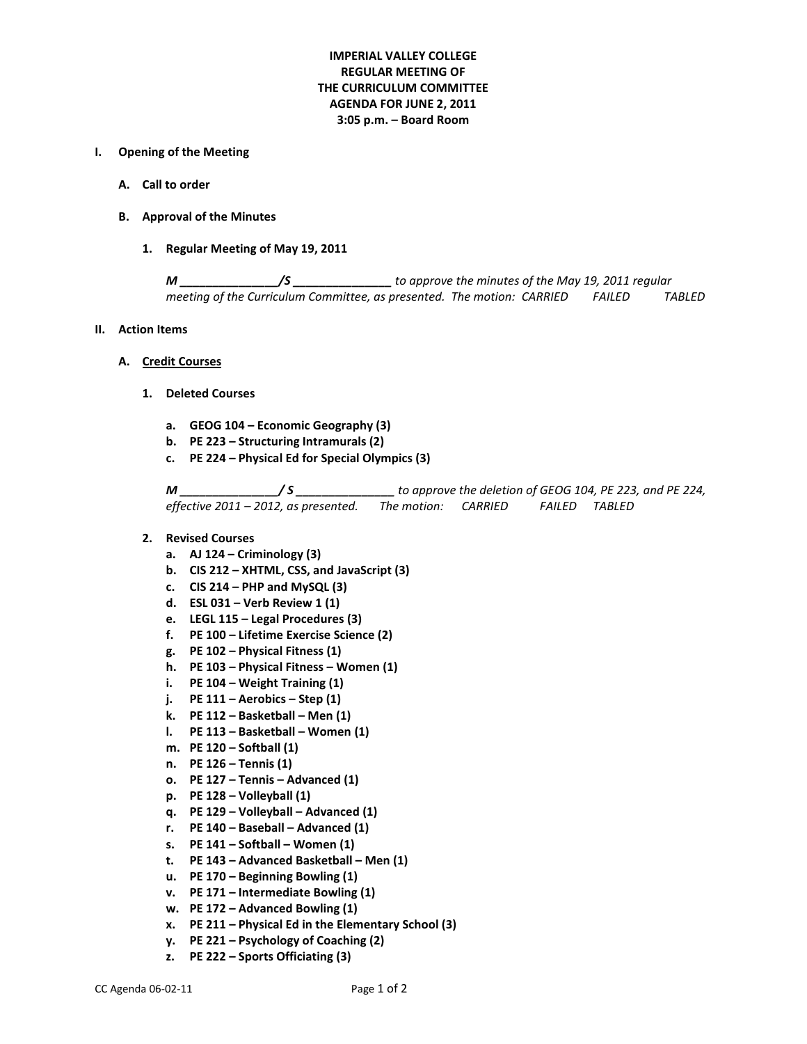**IMPERIAL VALLEY COLLEGE**
**REGULAR MEETING OF**
**THE CURRICULUM COMMITTEE**
**AGENDA FOR JUNE 2, 2011**
**3:05 p.m. – Board Room**

**I. Opening of the Meeting**

**A. Call to order**

**B. Approval of the Minutes**

**1. Regular Meeting of May 19, 2011**

*M _______________/S _______________ to approve the minutes of the May 19, 2011 regular meeting of the Curriculum Committee, as presented. The motion: CARRIED FAILED TABLED*

**II. Action Items**

**A. <u>Credit Courses</u>**

**1. Deleted Courses**

a. **GEOG 104 – Economic Geography (3)**
b. **PE 223 – Structuring Intramurals (2)**
c. **PE 224 – Physical Ed for Special Olympics (3)**

*M _______________/ S _______________ to approve the deletion of GEOG 104, PE 223, and PE 224, effective 2011 – 2012, as presented. The motion: CARRIED FAILED TABLED*

**2. Revised Courses**

a. **AJ 124 – Criminology (3)**
b. **CIS 212 – XHTML, CSS, and JavaScript (3)**
c. **CIS 214 – PHP and MySQL (3)**
d. **ESL 031 – Verb Review 1 (1)**
e. **LEGL 115 – Legal Procedures (3)**
f. **PE 100 – Lifetime Exercise Science (2)**
g. **PE 102 – Physical Fitness (1)**
h. **PE 103 – Physical Fitness – Women (1)**
i. **PE 104 – Weight Training (1)**
j. **PE 111 – Aerobics – Step (1)**
k. **PE 112 – Basketball – Men (1)**
l. **PE 113 – Basketball – Women (1)**
m. **PE 120 – Softball (1)**
n. **PE 126 – Tennis (1)**
o. **PE 127 – Tennis – Advanced (1)**
p. **PE 128 – Volleyball (1)**
q. **PE 129 – Volleyball – Advanced (1)**
r. **PE 140 – Baseball – Advanced (1)**
s. **PE 141 – Softball – Women (1)**
t. **PE 143 – Advanced Basketball – Men (1)**
u. **PE 170 – Beginning Bowling (1)**
v. **PE 171 – Intermediate Bowling (1)**
w. **PE 172 – Advanced Bowling (1)**
x. **PE 211 – Physical Ed in the Elementary School (3)**
y. **PE 221 – Psychology of Coaching (2)**
z. **PE 222 – Sports Officiating (3)**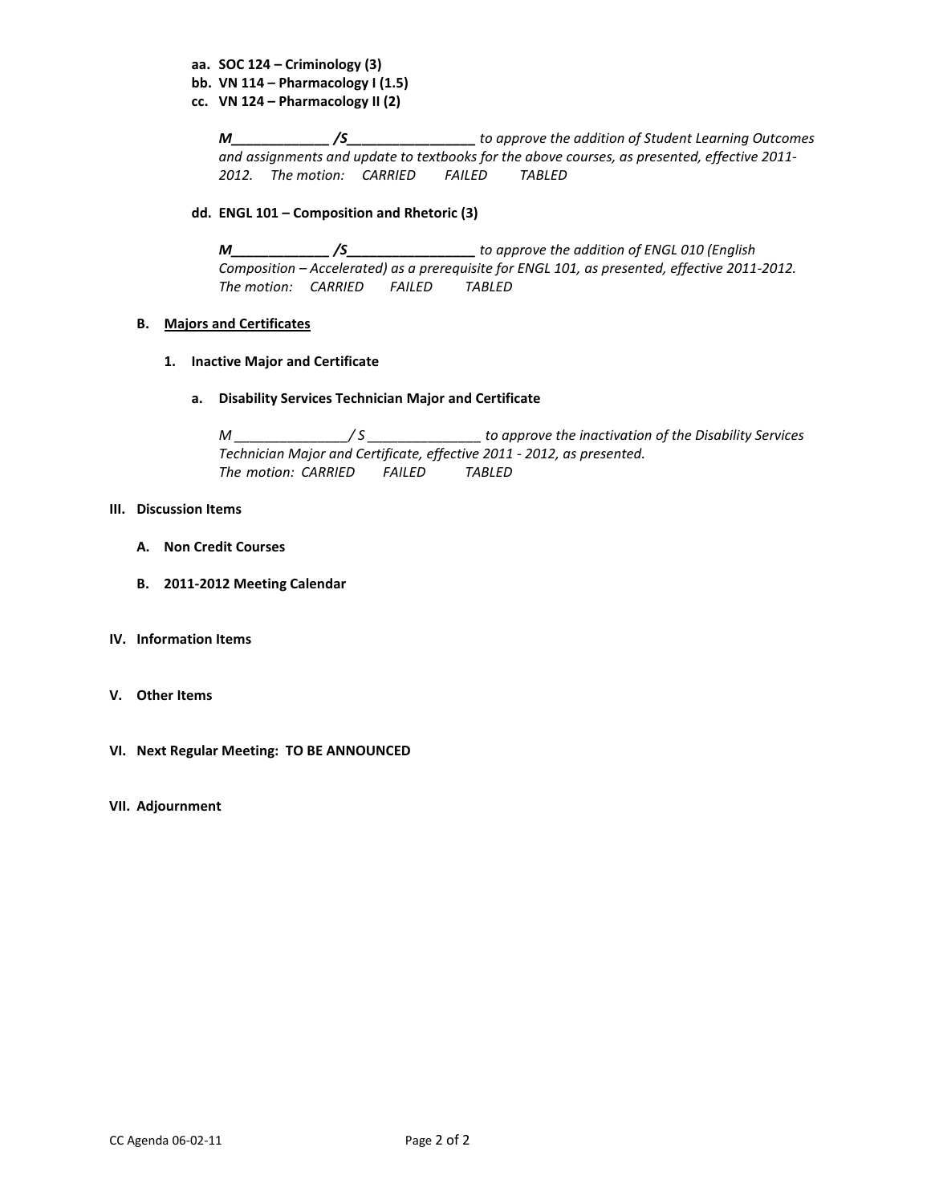aa. **SOC 124 – Criminology (3)**
bb. **VN 114 – Pharmacology I (1.5)**
cc. **VN 124 – Pharmacology II (2)**

***M____________ /S________________*** *to approve the addition of Student Learning Outcomes and assignments and update to textbooks for the above courses, as presented, effective 2011-2012. The motion: CARRIED FAILED TABLED*

dd. **ENGL 101 – Composition and Rhetoric (3)**

***M____________ /S________________*** *to approve the addition of ENGL 010 (English Composition – Accelerated) as a prerequisite for ENGL 101, as presented, effective 2011-2012. The motion: CARRIED FAILED TABLED*

**B. Majors and Certificates**

**1. Inactive Major and Certificate**

**a. Disability Services Technician Major and Certificate**

*M _______________/ S _______________ to approve the inactivation of the Disability Services Technician Major and Certificate, effective 2011 - 2012, as presented. The motion: CARRIED FAILED TABLED*

## III. Discussion Items

**A. Non Credit Courses**

**B. 2011-2012 Meeting Calendar**

## IV. Information Items

## V. Other Items

## VI. Next Regular Meeting: TO BE ANNOUNCED

## VII. Adjournment